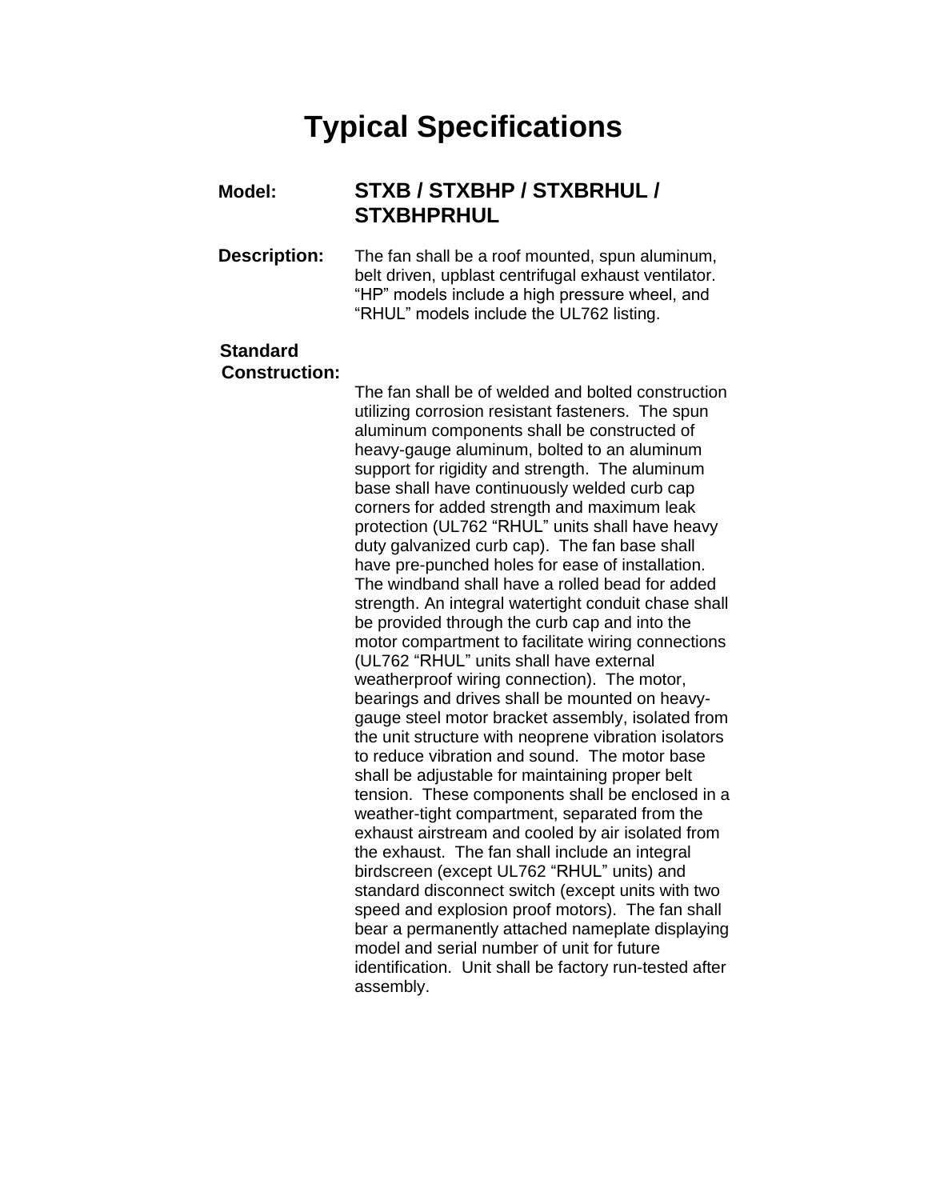# Typical Specifications

**Model:** **STXB / STXBHP / STXBRHUL / STXBHPRHUL**

**Description:** The fan shall be a roof mounted, spun aluminum, belt driven, upblast centrifugal exhaust ventilator. “HP” models include a high pressure wheel, and “RHUL” models include the UL762 listing.

**Standard Construction:**

The fan shall be of welded and bolted construction utilizing corrosion resistant fasteners. The spun aluminum components shall be constructed of heavy-gauge aluminum, bolted to an aluminum support for rigidity and strength. The aluminum base shall have continuously welded curb cap corners for added strength and maximum leak protection (UL762 “RHUL” units shall have heavy duty galvanized curb cap). The fan base shall have pre-punched holes for ease of installation. The windband shall have a rolled bead for added strength. An integral watertight conduit chase shall be provided through the curb cap and into the motor compartment to facilitate wiring connections (UL762 “RHUL” units shall have external weatherproof wiring connection). The motor, bearings and drives shall be mounted on heavy-gauge steel motor bracket assembly, isolated from the unit structure with neoprene vibration isolators to reduce vibration and sound. The motor base shall be adjustable for maintaining proper belt tension. These components shall be enclosed in a weather-tight compartment, separated from the exhaust airstream and cooled by air isolated from the exhaust. The fan shall include an integral birdscreen (except UL762 “RHUL” units) and standard disconnect switch (except units with two speed and explosion proof motors). The fan shall bear a permanently attached nameplate displaying model and serial number of unit for future identification. Unit shall be factory run-tested after assembly.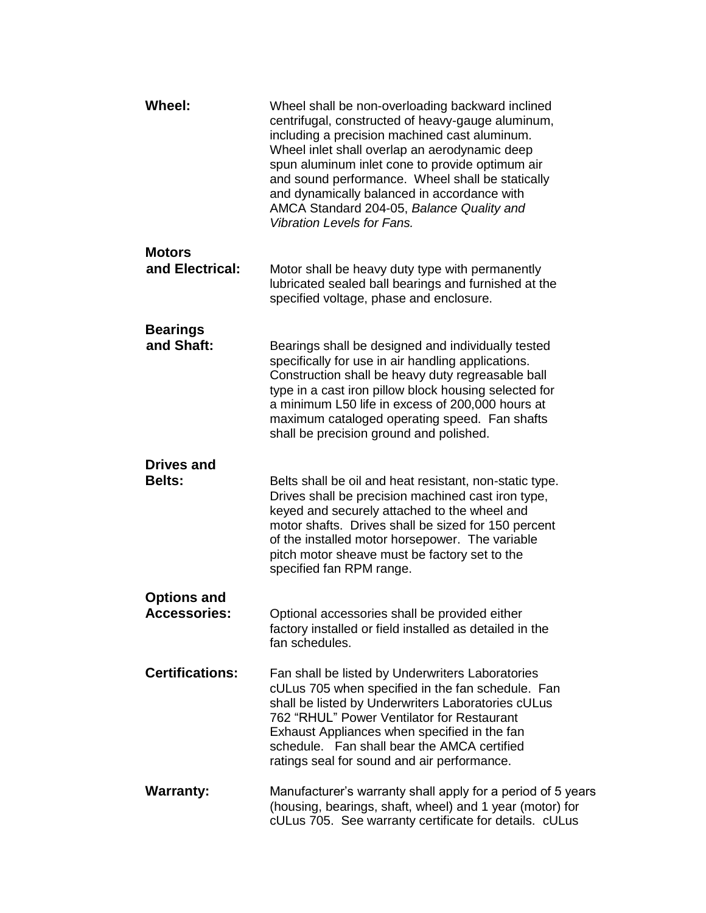**Wheel:** Wheel shall be non-overloading backward inclined centrifugal, constructed of heavy-gauge aluminum, including a precision machined cast aluminum. Wheel inlet shall overlap an aerodynamic deep spun aluminum inlet cone to provide optimum air and sound performance. Wheel shall be statically and dynamically balanced in accordance with AMCA Standard 204-05, *Balance Quality and Vibration Levels for Fans.*

**Motors and Electrical:** Motor shall be heavy duty type with permanently lubricated sealed ball bearings and furnished at the specified voltage, phase and enclosure.

**Bearings and Shaft:** Bearings shall be designed and individually tested specifically for use in air handling applications. Construction shall be heavy duty regreasable ball type in a cast iron pillow block housing selected for a minimum L50 life in excess of 200,000 hours at maximum cataloged operating speed. Fan shafts shall be precision ground and polished.

**Drives and Belts:** Belts shall be oil and heat resistant, non-static type. Drives shall be precision machined cast iron type, keyed and securely attached to the wheel and motor shafts. Drives shall be sized for 150 percent of the installed motor horsepower. The variable pitch motor sheave must be factory set to the specified fan RPM range.

**Options and Accessories:** Optional accessories shall be provided either factory installed or field installed as detailed in the fan schedules.

**Certifications:** Fan shall be listed by Underwriters Laboratories cULus 705 when specified in the fan schedule. Fan shall be listed by Underwriters Laboratories cULus 762 "RHUL" Power Ventilator for Restaurant Exhaust Appliances when specified in the fan schedule. Fan shall bear the AMCA certified ratings seal for sound and air performance.

**Warranty:** Manufacturer's warranty shall apply for a period of 5 years (housing, bearings, shaft, wheel) and 1 year (motor) for cULus 705. See warranty certificate for details. cULus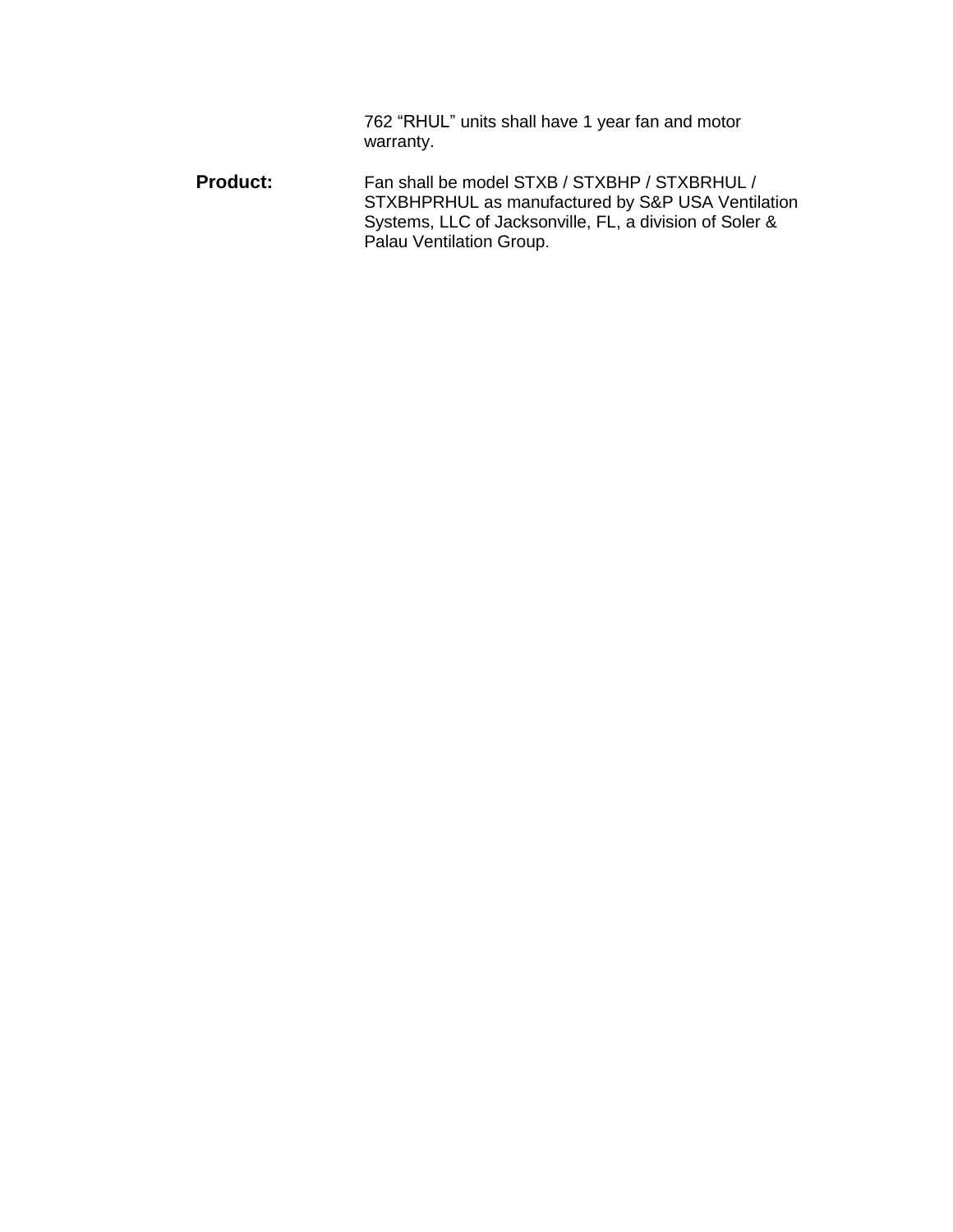762 “RHUL” units shall have 1 year fan and motor warranty.

**Product:** Fan shall be model STXB / STXBHP / STXBRHUL / STXBHPRHUL as manufactured by S&P USA Ventilation Systems, LLC of Jacksonville, FL, a division of Soler & Palau Ventilation Group.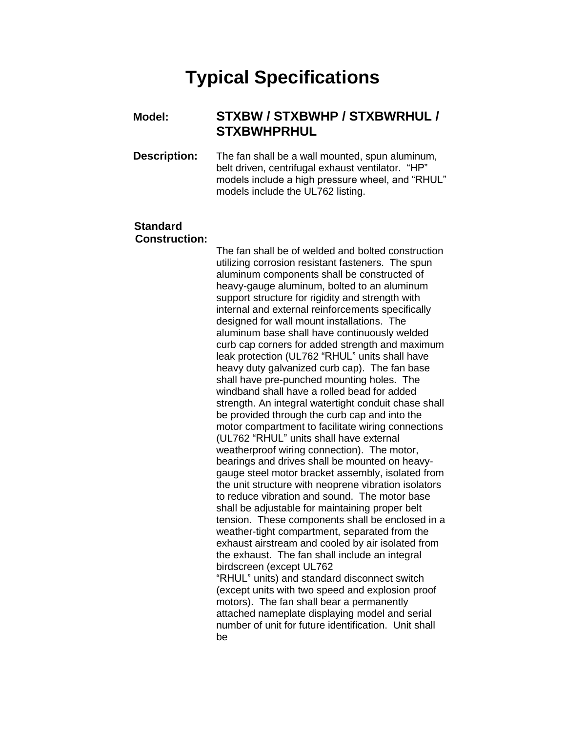# Typical Specifications

**Model:** **STXBW / STXBWHP / STXBWRHUL / STXBWHPRHUL**

**Description:** The fan shall be a wall mounted, spun aluminum, belt driven, centrifugal exhaust ventilator. "HP" models include a high pressure wheel, and "RHUL" models include the UL762 listing.

**Standard Construction:**

The fan shall be of welded and bolted construction utilizing corrosion resistant fasteners. The spun aluminum components shall be constructed of heavy-gauge aluminum, bolted to an aluminum support structure for rigidity and strength with internal and external reinforcements specifically designed for wall mount installations. The aluminum base shall have continuously welded curb cap corners for added strength and maximum leak protection (UL762 "RHUL" units shall have heavy duty galvanized curb cap). The fan base shall have pre-punched mounting holes. The windband shall have a rolled bead for added strength. An integral watertight conduit chase shall be provided through the curb cap and into the motor compartment to facilitate wiring connections (UL762 "RHUL" units shall have external weatherproof wiring connection). The motor, bearings and drives shall be mounted on heavy-gauge steel motor bracket assembly, isolated from the unit structure with neoprene vibration isolators to reduce vibration and sound. The motor base shall be adjustable for maintaining proper belt tension. These components shall be enclosed in a weather-tight compartment, separated from the exhaust airstream and cooled by air isolated from the exhaust. The fan shall include an integral birdscreen (except UL762 "RHUL" units) and standard disconnect switch (except units with two speed and explosion proof motors). The fan shall bear a permanently attached nameplate displaying model and serial number of unit for future identification. Unit shall be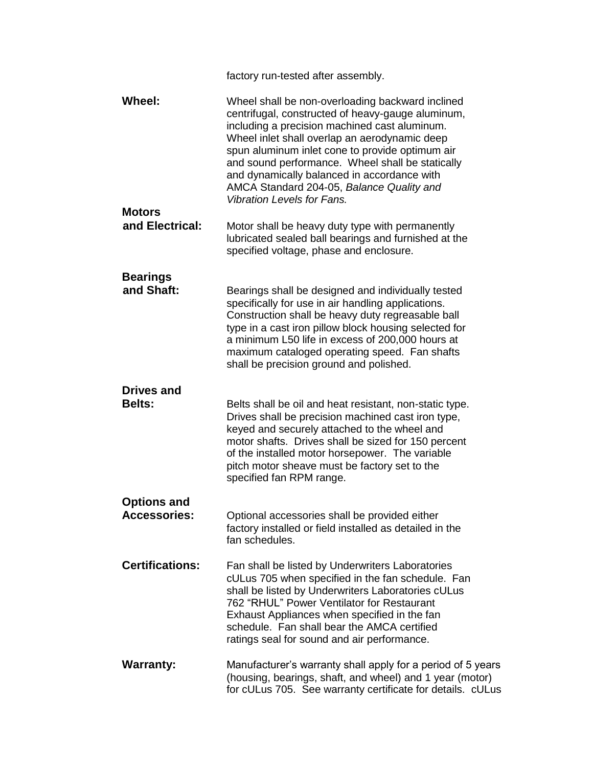factory run-tested after assembly.

**Wheel:** Wheel shall be non-overloading backward inclined centrifugal, constructed of heavy-gauge aluminum, including a precision machined cast aluminum. Wheel inlet shall overlap an aerodynamic deep spun aluminum inlet cone to provide optimum air and sound performance. Wheel shall be statically and dynamically balanced in accordance with AMCA Standard 204-05, *Balance Quality and Vibration Levels for Fans.*

**Motors and Electrical:** Motor shall be heavy duty type with permanently lubricated sealed ball bearings and furnished at the specified voltage, phase and enclosure.

**Bearings and Shaft:** Bearings shall be designed and individually tested specifically for use in air handling applications. Construction shall be heavy duty regreasable ball type in a cast iron pillow block housing selected for a minimum L50 life in excess of 200,000 hours at maximum cataloged operating speed. Fan shafts shall be precision ground and polished.

**Drives and Belts:** Belts shall be oil and heat resistant, non-static type. Drives shall be precision machined cast iron type, keyed and securely attached to the wheel and motor shafts. Drives shall be sized for 150 percent of the installed motor horsepower. The variable pitch motor sheave must be factory set to the specified fan RPM range.

**Options and Accessories:** Optional accessories shall be provided either factory installed or field installed as detailed in the fan schedules.

**Certifications:** Fan shall be listed by Underwriters Laboratories cULus 705 when specified in the fan schedule. Fan shall be listed by Underwriters Laboratories cULus 762 "RHUL" Power Ventilator for Restaurant Exhaust Appliances when specified in the fan schedule. Fan shall bear the AMCA certified ratings seal for sound and air performance.

**Warranty:** Manufacturer's warranty shall apply for a period of 5 years (housing, bearings, shaft, and wheel) and 1 year (motor) for cULus 705. See warranty certificate for details. cULus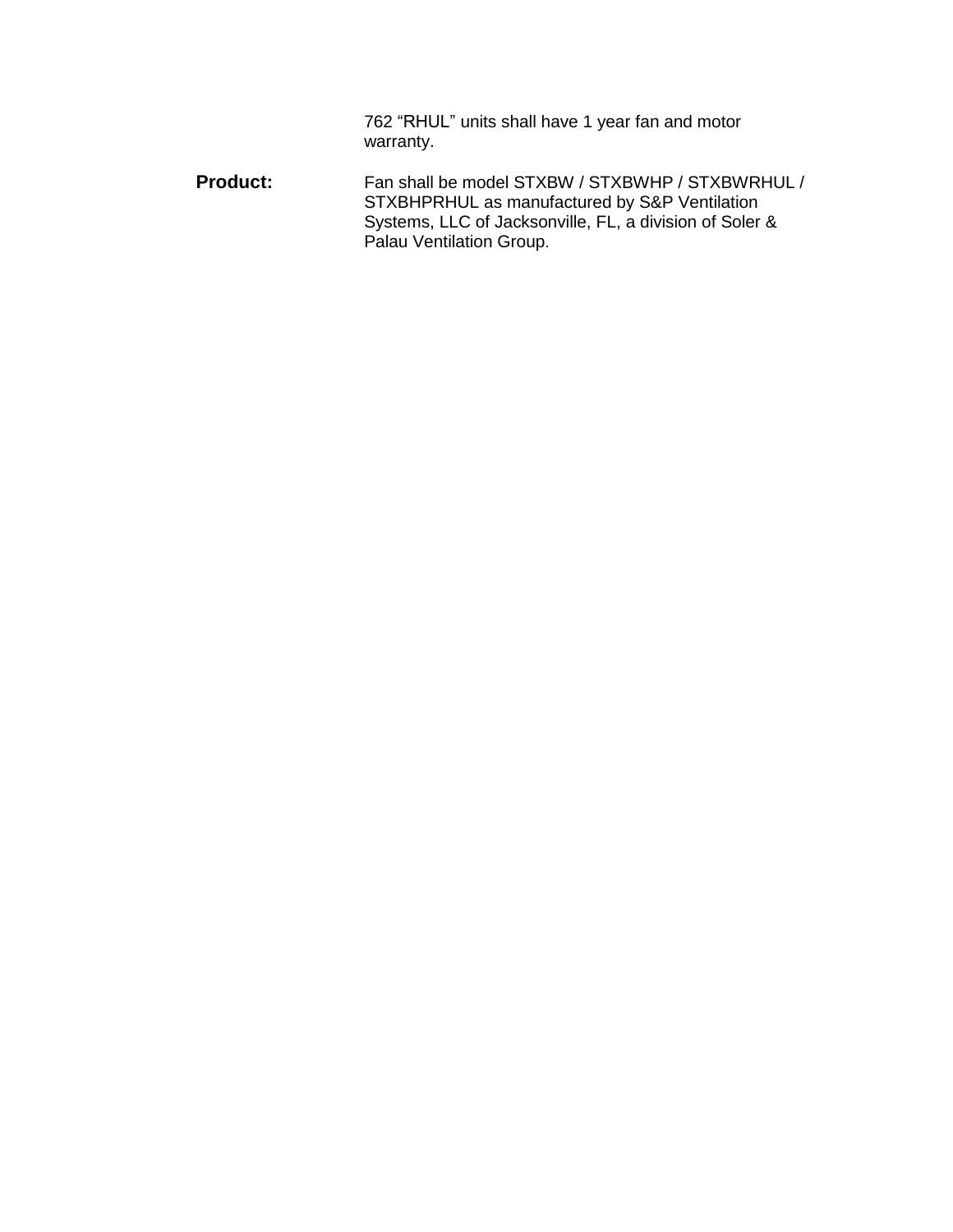762 “RHUL” units shall have 1 year fan and motor warranty.

**Product:** Fan shall be model STXBW / STXBWHP / STXBWRHUL / STXBHPRHUL as manufactured by S&P Ventilation Systems, LLC of Jacksonville, FL, a division of Soler & Palau Ventilation Group.